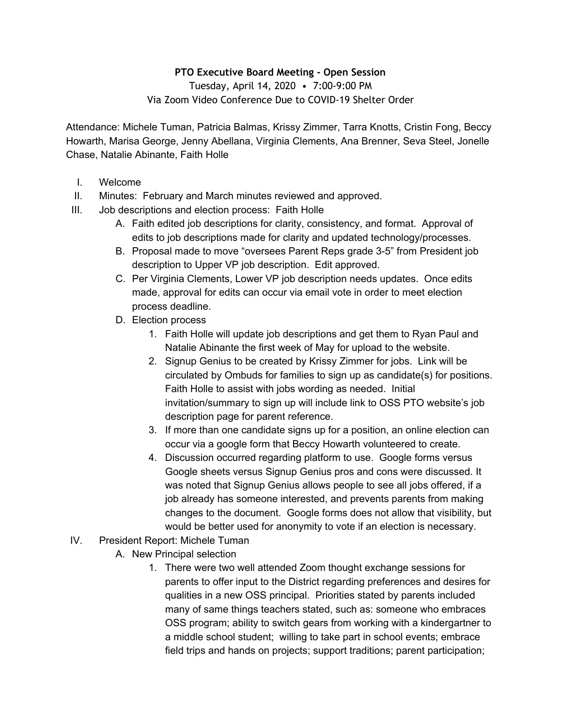**PTO Executive Board Meeting - Open Session**

Tuesday, April 14, 2020 • 7:00-9:00 PM

Via Zoom Video Conference Due to COVID-19 Shelter Order

Attendance: Michele Tuman, Patricia Balmas, Krissy Zimmer, Tarra Knotts, Cristin Fong, Beccy Howarth, Marisa George, Jenny Abellana, Virginia Clements, Ana Brenner, Seva Steel, Jonelle Chase, Natalie Abinante, Faith Holle

I. Welcome

II. Minutes: February and March minutes reviewed and approved.

III. Job descriptions and election process: Faith Holle

   A. Faith edited job descriptions for clarity, consistency, and format. Approval of edits to job descriptions made for clarity and updated technology/processes.

   B. Proposal made to move "oversees Parent Reps grade 3-5" from President job description to Upper VP job description. Edit approved.

   C. Per Virginia Clements, Lower VP job description needs updates. Once edits made, approval for edits can occur via email vote in order to meet election process deadline.

   D. Election process

      1. Faith Holle will update job descriptions and get them to Ryan Paul and Natalie Abinante the first week of May for upload to the website.

      2. Signup Genius to be created by Krissy Zimmer for jobs. Link will be circulated by Ombuds for families to sign up as candidate(s) for positions. Faith Holle to assist with jobs wording as needed. Initial invitation/summary to sign up will include link to OSS PTO website's job description page for parent reference.

      3. If more than one candidate signs up for a position, an online election can occur via a google form that Beccy Howarth volunteered to create.

      4. Discussion occurred regarding platform to use. Google forms versus Google sheets versus Signup Genius pros and cons were discussed. It was noted that Signup Genius allows people to see all jobs offered, if a job already has someone interested, and prevents parents from making changes to the document. Google forms does not allow that visibility, but would be better used for anonymity to vote if an election is necessary.

IV. President Report: Michele Tuman

   A. New Principal selection

      1. There were two well attended Zoom thought exchange sessions for parents to offer input to the District regarding preferences and desires for qualities in a new OSS principal. Priorities stated by parents included many of same things teachers stated, such as: someone who embraces OSS program; ability to switch gears from working with a kindergartner to a middle school student; willing to take part in school events; embrace field trips and hands on projects; support traditions; parent participation;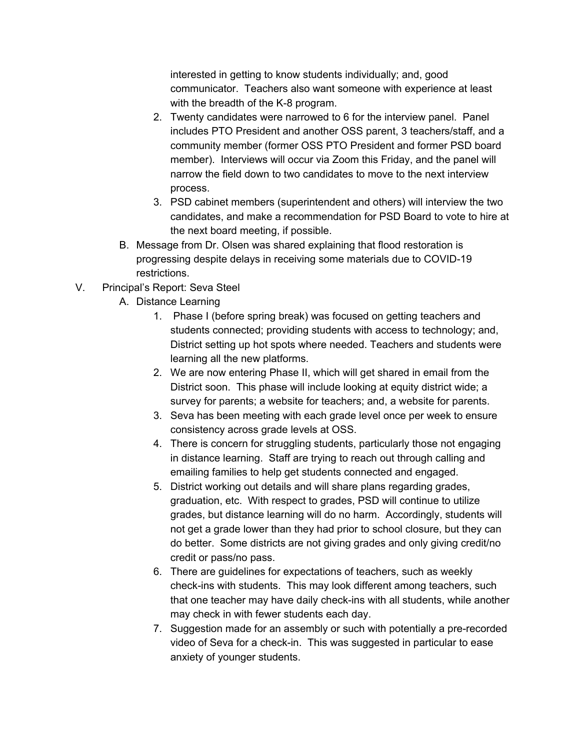interested in getting to know students individually; and, good communicator. Teachers also want someone with experience at least with the breadth of the K-8 program.

2. Twenty candidates were narrowed to 6 for the interview panel. Panel includes PTO President and another OSS parent, 3 teachers/staff, and a community member (former OSS PTO President and former PSD board member). Interviews will occur via Zoom this Friday, and the panel will narrow the field down to two candidates to move to the next interview process.
3. PSD cabinet members (superintendent and others) will interview the two candidates, and make a recommendation for PSD Board to vote to hire at the next board meeting, if possible.

B. Message from Dr. Olsen was shared explaining that flood restoration is progressing despite delays in receiving some materials due to COVID-19 restrictions.

V. Principal's Report: Seva Steel

A. Distance Learning

1. Phase I (before spring break) was focused on getting teachers and students connected; providing students with access to technology; and, District setting up hot spots where needed. Teachers and students were learning all the new platforms.
2. We are now entering Phase II, which will get shared in email from the District soon. This phase will include looking at equity district wide; a survey for parents; a website for teachers; and, a website for parents.
3. Seva has been meeting with each grade level once per week to ensure consistency across grade levels at OSS.
4. There is concern for struggling students, particularly those not engaging in distance learning. Staff are trying to reach out through calling and emailing families to help get students connected and engaged.
5. District working out details and will share plans regarding grades, graduation, etc. With respect to grades, PSD will continue to utilize grades, but distance learning will do no harm. Accordingly, students will not get a grade lower than they had prior to school closure, but they can do better. Some districts are not giving grades and only giving credit/no credit or pass/no pass.
6. There are guidelines for expectations of teachers, such as weekly check-ins with students. This may look different among teachers, such that one teacher may have daily check-ins with all students, while another may check in with fewer students each day.
7. Suggestion made for an assembly or such with potentially a pre-recorded video of Seva for a check-in. This was suggested in particular to ease anxiety of younger students.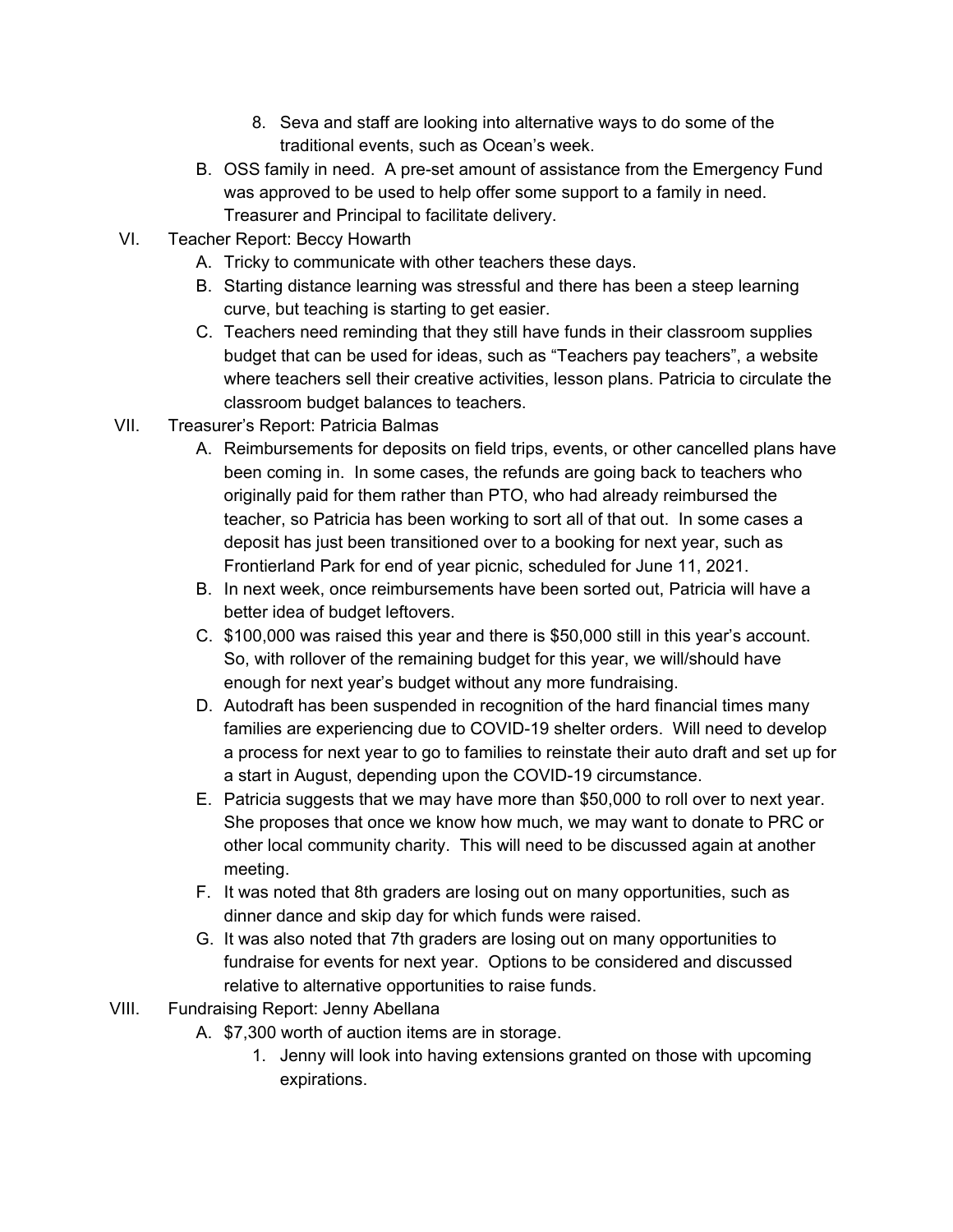8. Seva and staff are looking into alternative ways to do some of the traditional events, such as Ocean's week.

B. OSS family in need. A pre-set amount of assistance from the Emergency Fund was approved to be used to help offer some support to a family in need. Treasurer and Principal to facilitate delivery.

VI. Teacher Report: Beccy Howarth

A. Tricky to communicate with other teachers these days.

B. Starting distance learning was stressful and there has been a steep learning curve, but teaching is starting to get easier.

C. Teachers need reminding that they still have funds in their classroom supplies budget that can be used for ideas, such as "Teachers pay teachers", a website where teachers sell their creative activities, lesson plans. Patricia to circulate the classroom budget balances to teachers.

VII. Treasurer's Report: Patricia Balmas

A. Reimbursements for deposits on field trips, events, or other cancelled plans have been coming in. In some cases, the refunds are going back to teachers who originally paid for them rather than PTO, who had already reimbursed the teacher, so Patricia has been working to sort all of that out. In some cases a deposit has just been transitioned over to a booking for next year, such as Frontierland Park for end of year picnic, scheduled for June 11, 2021.

B. In next week, once reimbursements have been sorted out, Patricia will have a better idea of budget leftovers.

C. $100,000 was raised this year and there is $50,000 still in this year's account. So, with rollover of the remaining budget for this year, we will/should have enough for next year's budget without any more fundraising.

D. Autodraft has been suspended in recognition of the hard financial times many families are experiencing due to COVID-19 shelter orders. Will need to develop a process for next year to go to families to reinstate their auto draft and set up for a start in August, depending upon the COVID-19 circumstance.

E. Patricia suggests that we may have more than $50,000 to roll over to next year. She proposes that once we know how much, we may want to donate to PRC or other local community charity. This will need to be discussed again at another meeting.

F. It was noted that 8th graders are losing out on many opportunities, such as dinner dance and skip day for which funds were raised.

G. It was also noted that 7th graders are losing out on many opportunities to fundraise for events for next year. Options to be considered and discussed relative to alternative opportunities to raise funds.

VIII. Fundraising Report: Jenny Abellana

A. $7,300 worth of auction items are in storage.

1. Jenny will look into having extensions granted on those with upcoming expirations.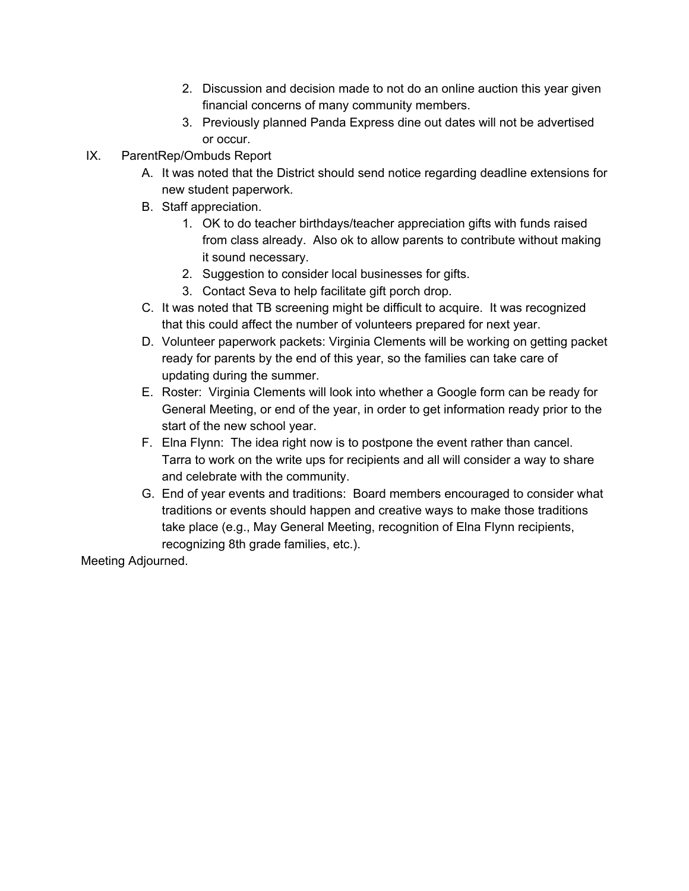2. Discussion and decision made to not do an online auction this year given financial concerns of many community members.
3. Previously planned Panda Express dine out dates will not be advertised or occur.

IX. ParentRep/Ombuds Report

A. It was noted that the District should send notice regarding deadline extensions for new student paperwork.

B. Staff appreciation.

1. OK to do teacher birthdays/teacher appreciation gifts with funds raised from class already. Also ok to allow parents to contribute without making it sound necessary.
2. Suggestion to consider local businesses for gifts.
3. Contact Seva to help facilitate gift porch drop.

C. It was noted that TB screening might be difficult to acquire. It was recognized that this could affect the number of volunteers prepared for next year.

D. Volunteer paperwork packets: Virginia Clements will be working on getting packet ready for parents by the end of this year, so the families can take care of updating during the summer.

E. Roster: Virginia Clements will look into whether a Google form can be ready for General Meeting, or end of the year, in order to get information ready prior to the start of the new school year.

F. Elna Flynn: The idea right now is to postpone the event rather than cancel. Tarra to work on the write ups for recipients and all will consider a way to share and celebrate with the community.

G. End of year events and traditions: Board members encouraged to consider what traditions or events should happen and creative ways to make those traditions take place (e.g., May General Meeting, recognition of Elna Flynn recipients, recognizing 8th grade families, etc.).

Meeting Adjourned.